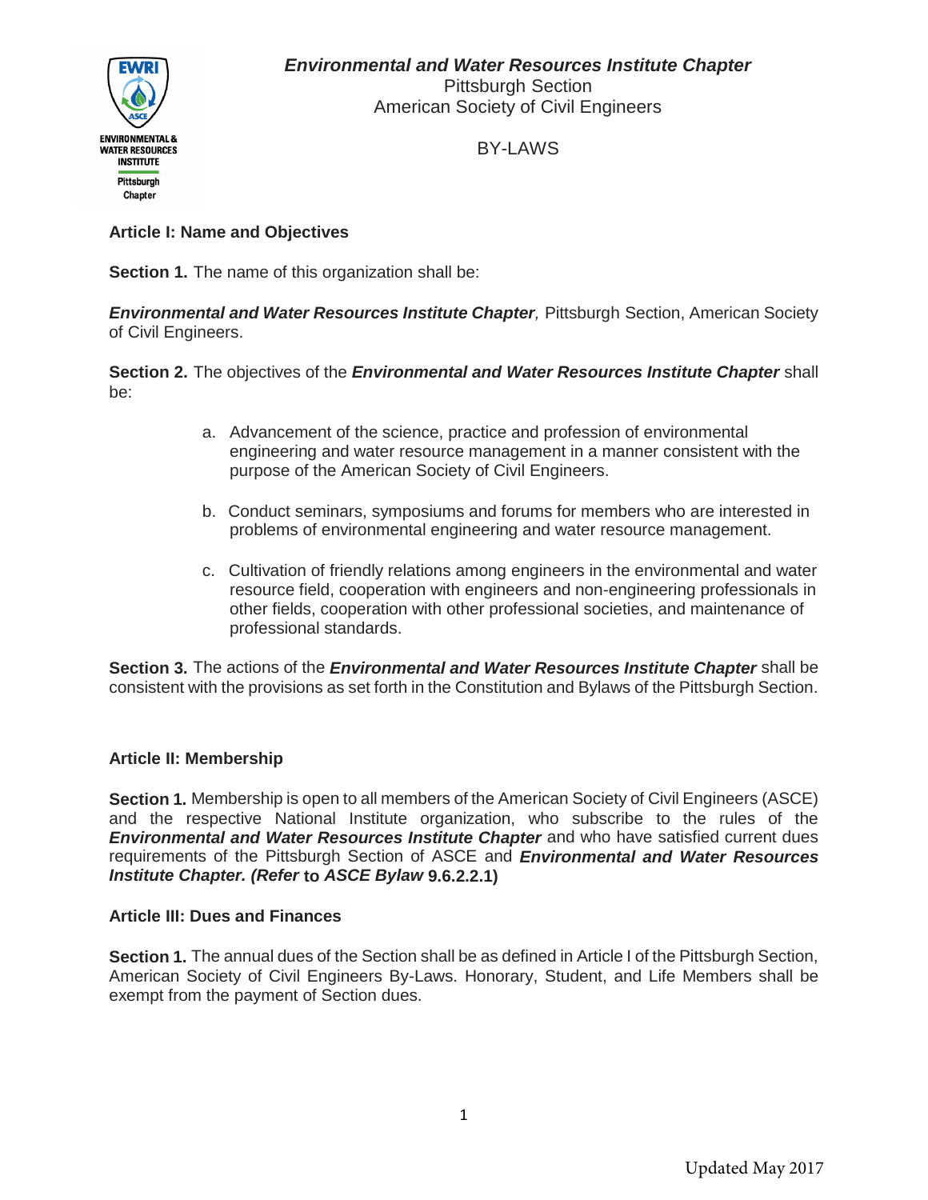***Environmental and Water Resources Institute Chapter***
Pittsburgh Section
American Society of Civil Engineers

BY-LAWS

## Article I: Name and Objectives

**Section 1.** The name of this organization shall be:

***Environmental and Water Resources Institute Chapter**,* Pittsburgh Section, American Society of Civil Engineers.

**Section 2.** The objectives of the ***Environmental and Water Resources Institute Chapter*** shall be:

a. Advancement of the science, practice and profession of environmental engineering and water resource management in a manner consistent with the purpose of the American Society of Civil Engineers.

b. Conduct seminars, symposiums and forums for members who are interested in problems of environmental engineering and water resource management.

c. Cultivation of friendly relations among engineers in the environmental and water resource field, cooperation with engineers and non-engineering professionals in other fields, cooperation with other professional societies, and maintenance of professional standards.

**Section 3.** The actions of the ***Environmental and Water Resources Institute Chapter*** shall be consistent with the provisions as set forth in the Constitution and Bylaws of the Pittsburgh Section.

## Article II: Membership

**Section 1.** Membership is open to all members of the American Society of Civil Engineers (ASCE) and the respective National Institute organization, who subscribe to the rules of the ***Environmental and Water Resources Institute Chapter*** and who have satisfied current dues requirements of the Pittsburgh Section of ASCE and ***Environmental and Water Resources Institute Chapter. (Refer* to *ASCE Bylaw* 9.6.2.2.1)**

## Article III: Dues and Finances

**Section 1.** The annual dues of the Section shall be as defined in Article I of the Pittsburgh Section, American Society of Civil Engineers By-Laws. Honorary, Student, and Life Members shall be exempt from the payment of Section dues.

Updated May 2017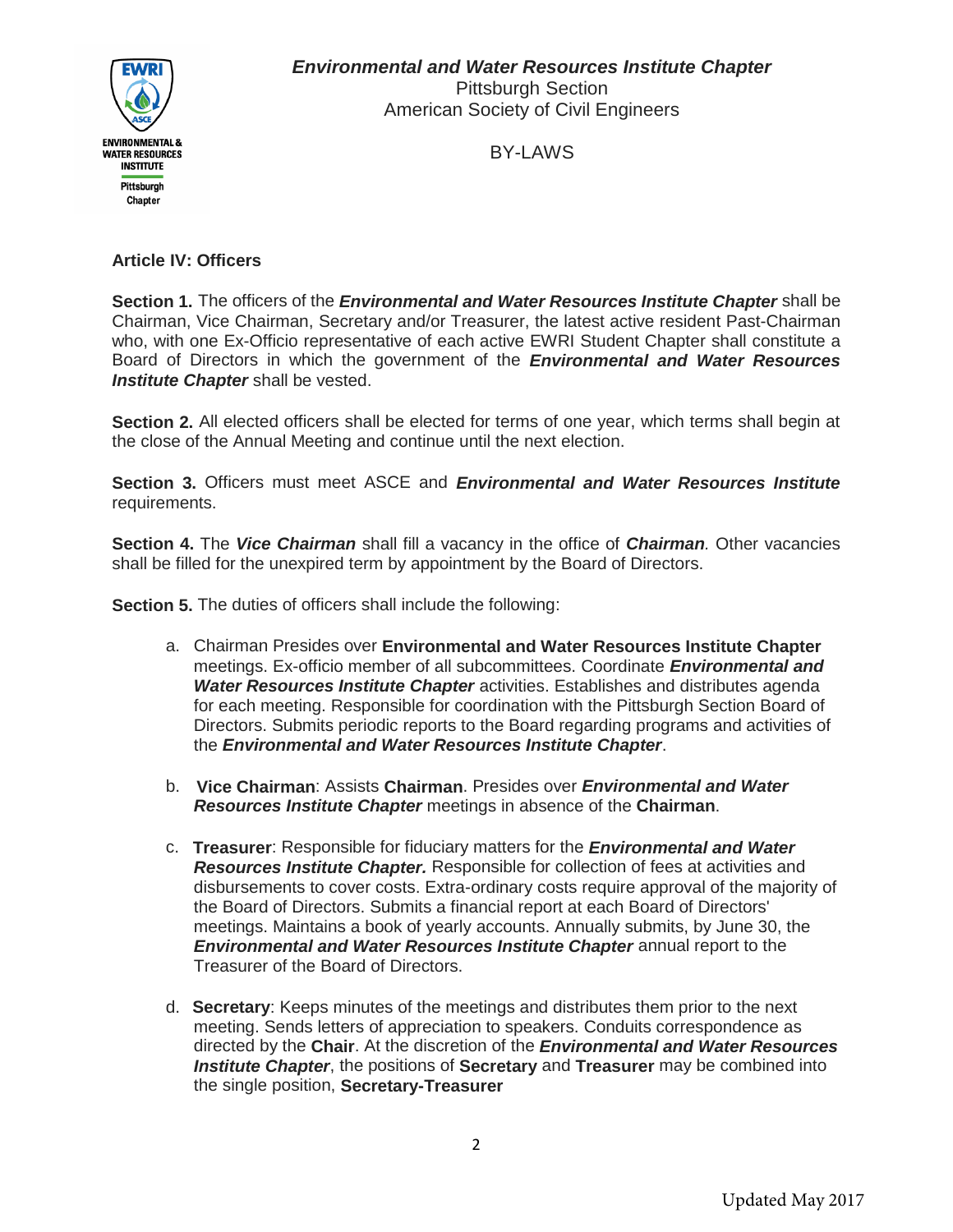## Article IV: Officers

**Section 1.** The officers of the ***Environmental and Water Resources Institute Chapter*** shall be Chairman, Vice Chairman, Secretary and/or Treasurer, the latest active resident Past-Chairman who, with one Ex-Officio representative of each active EWRI Student Chapter shall constitute a Board of Directors in which the government of the ***Environmental and Water Resources Institute Chapter*** shall be vested.

**Section 2.** All elected officers shall be elected for terms of one year, which terms shall begin at the close of the Annual Meeting and continue until the next election.

**Section 3.** Officers must meet ASCE and ***Environmental and Water Resources Institute*** requirements.

**Section 4.** The ***Vice Chairman*** shall fill a vacancy in the office of ***Chairman***. Other vacancies shall be filled for the unexpired term by appointment by the Board of Directors.

**Section 5.** The duties of officers shall include the following:

a. Chairman Presides over **Environmental and Water Resources Institute Chapter** meetings. Ex-officio member of all subcommittees. Coordinate ***Environmental and Water Resources Institute Chapter*** activities. Establishes and distributes agenda for each meeting. Responsible for coordination with the Pittsburgh Section Board of Directors. Submits periodic reports to the Board regarding programs and activities of the ***Environmental and Water Resources Institute Chapter***.

b. **Vice Chairman**: Assists **Chairman**. Presides over ***Environmental and Water Resources Institute Chapter*** meetings in absence of the **Chairman**.

c. **Treasurer**: Responsible for fiduciary matters for the ***Environmental and Water Resources Institute Chapter.*** Responsible for collection of fees at activities and disbursements to cover costs. Extra-ordinary costs require approval of the majority of the Board of Directors. Submits a financial report at each Board of Directors' meetings. Maintains a book of yearly accounts. Annually submits, by June 30, the ***Environmental and Water Resources Institute Chapter*** annual report to the Treasurer of the Board of Directors.

d. **Secretary**: Keeps minutes of the meetings and distributes them prior to the next meeting. Sends letters of appreciation to speakers. Conduits correspondence as directed by the **Chair**. At the discretion of the ***Environmental and Water Resources Institute Chapter***, the positions of **Secretary** and **Treasurer** may be combined into the single position, **Secretary-Treasurer**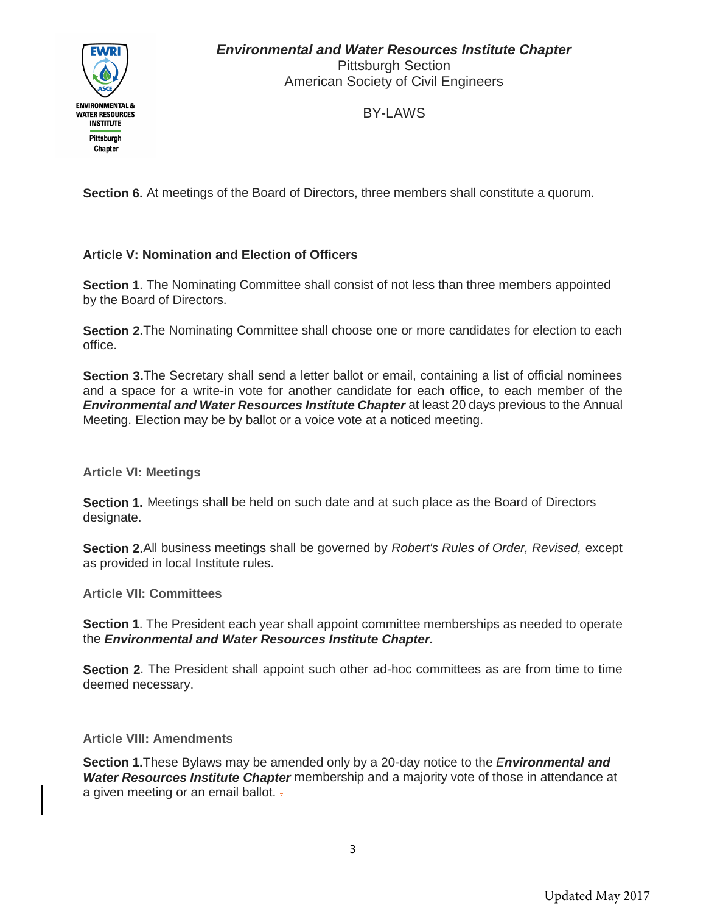**Section 6.** At meetings of the Board of Directors, three members shall constitute a quorum.

### Article V: Nomination and Election of Officers

**Section 1**. The Nominating Committee shall consist of not less than three members appointed by the Board of Directors.

**Section 2.**The Nominating Committee shall choose one or more candidates for election to each office.

**Section 3.**The Secretary shall send a letter ballot or email, containing a list of official nominees and a space for a write-in vote for another candidate for each office, to each member of the ***Environmental and Water Resources Institute Chapter*** at least 20 days previous to the Annual Meeting. Election may be by ballot or a voice vote at a noticed meeting.

### Article VI: Meetings

**Section 1.** Meetings shall be held on such date and at such place as the Board of Directors designate.

**Section 2.**All business meetings shall be governed by *Robert's Rules of Order, Revised,* except as provided in local Institute rules.

### Article VII: Committees

**Section 1**. The President each year shall appoint committee memberships as needed to operate the ***Environmental and Water Resources Institute Chapter.***

**Section 2**. The President shall appoint such other ad-hoc committees as are from time to time deemed necessary.

### Article VIII: Amendments

**Section 1.**These Bylaws may be amended only by a 20-day notice to the ***Environmental and Water Resources Institute Chapter*** membership and a majority vote of those in attendance at a given meeting or an email ballot.

Updated May 2017